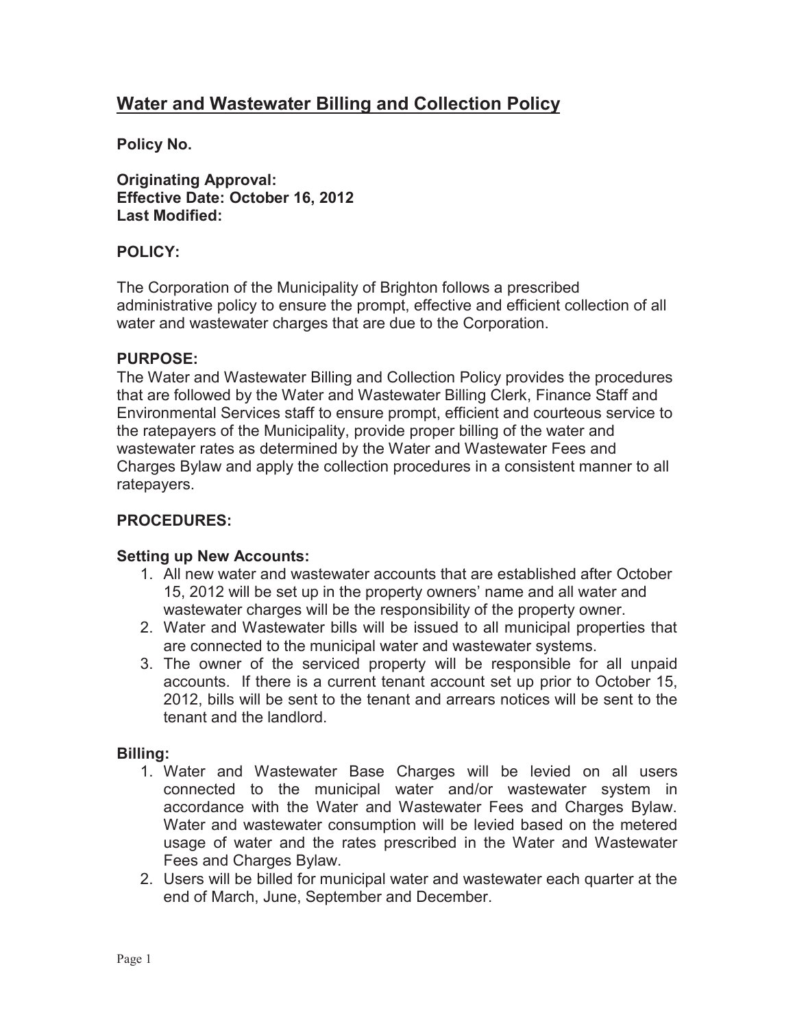# Water and Wastewater Billing and Collection Policy

**Policy No.**

**Originating Approval:**
**Effective Date: October 16, 2012**
**Last Modified:**

## POLICY:

The Corporation of the Municipality of Brighton follows a prescribed administrative policy to ensure the prompt, effective and efficient collection of all water and wastewater charges that are due to the Corporation.

## PURPOSE:

The Water and Wastewater Billing and Collection Policy provides the procedures that are followed by the Water and Wastewater Billing Clerk, Finance Staff and Environmental Services staff to ensure prompt, efficient and courteous service to the ratepayers of the Municipality, provide proper billing of the water and wastewater rates as determined by the Water and Wastewater Fees and Charges Bylaw and apply the collection procedures in a consistent manner to all ratepayers.

## PROCEDURES:

### Setting up New Accounts:

1. All new water and wastewater accounts that are established after October 15, 2012 will be set up in the property owners' name and all water and wastewater charges will be the responsibility of the property owner.
2. Water and Wastewater bills will be issued to all municipal properties that are connected to the municipal water and wastewater systems.
3. The owner of the serviced property will be responsible for all unpaid accounts. If there is a current tenant account set up prior to October 15, 2012, bills will be sent to the tenant and arrears notices will be sent to the tenant and the landlord.

### Billing:

1. Water and Wastewater Base Charges will be levied on all users connected to the municipal water and/or wastewater system in accordance with the Water and Wastewater Fees and Charges Bylaw. Water and wastewater consumption will be levied based on the metered usage of water and the rates prescribed in the Water and Wastewater Fees and Charges Bylaw.
2. Users will be billed for municipal water and wastewater each quarter at the end of March, June, September and December.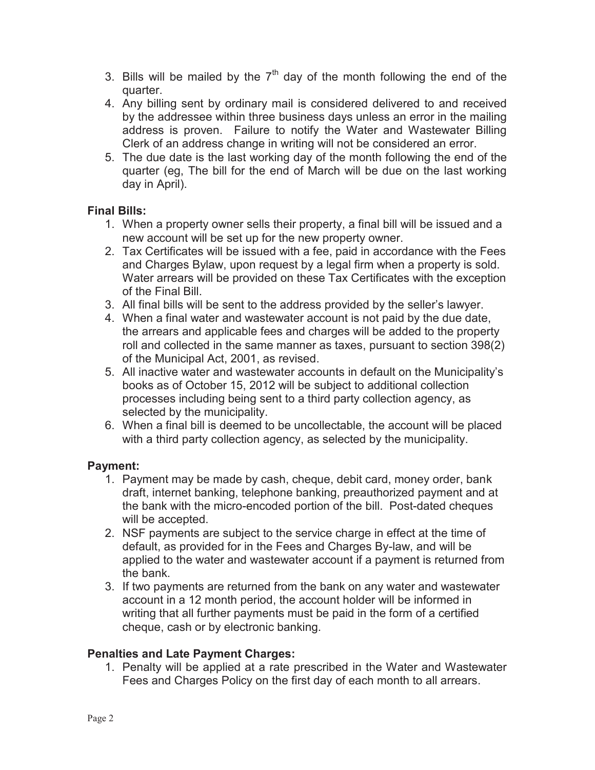3. Bills will be mailed by the 7th day of the month following the end of the quarter.
4. Any billing sent by ordinary mail is considered delivered to and received by the addressee within three business days unless an error in the mailing address is proven. Failure to notify the Water and Wastewater Billing Clerk of an address change in writing will not be considered an error.
5. The due date is the last working day of the month following the end of the quarter (eg, The bill for the end of March will be due on the last working day in April).

**Final Bills:**

1. When a property owner sells their property, a final bill will be issued and a new account will be set up for the new property owner.
2. Tax Certificates will be issued with a fee, paid in accordance with the Fees and Charges Bylaw, upon request by a legal firm when a property is sold. Water arrears will be provided on these Tax Certificates with the exception of the Final Bill.
3. All final bills will be sent to the address provided by the seller's lawyer.
4. When a final water and wastewater account is not paid by the due date, the arrears and applicable fees and charges will be added to the property roll and collected in the same manner as taxes, pursuant to section 398(2) of the Municipal Act, 2001, as revised.
5. All inactive water and wastewater accounts in default on the Municipality's books as of October 15, 2012 will be subject to additional collection processes including being sent to a third party collection agency, as selected by the municipality.
6. When a final bill is deemed to be uncollectable, the account will be placed with a third party collection agency, as selected by the municipality.

**Payment:**

1. Payment may be made by cash, cheque, debit card, money order, bank draft, internet banking, telephone banking, preauthorized payment and at the bank with the micro-encoded portion of the bill. Post-dated cheques will be accepted.
2. NSF payments are subject to the service charge in effect at the time of default, as provided for in the Fees and Charges By-law, and will be applied to the water and wastewater account if a payment is returned from the bank.
3. If two payments are returned from the bank on any water and wastewater account in a 12 month period, the account holder will be informed in writing that all further payments must be paid in the form of a certified cheque, cash or by electronic banking.

**Penalties and Late Payment Charges:**

1. Penalty will be applied at a rate prescribed in the Water and Wastewater Fees and Charges Policy on the first day of each month to all arrears.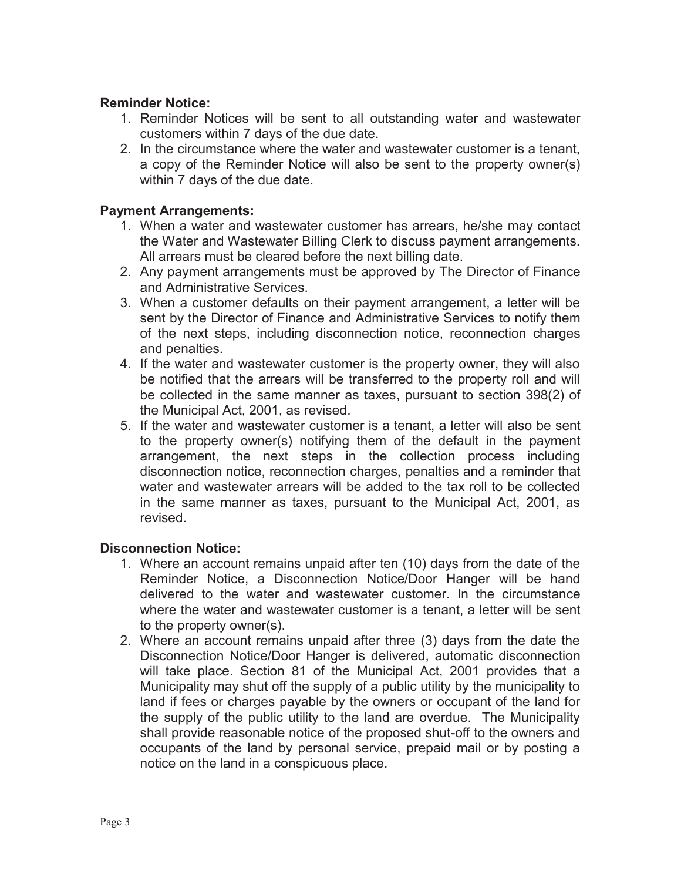**Reminder Notice:**

1. Reminder Notices will be sent to all outstanding water and wastewater customers within 7 days of the due date.
2. In the circumstance where the water and wastewater customer is a tenant, a copy of the Reminder Notice will also be sent to the property owner(s) within 7 days of the due date.

**Payment Arrangements:**

1. When a water and wastewater customer has arrears, he/she may contact the Water and Wastewater Billing Clerk to discuss payment arrangements. All arrears must be cleared before the next billing date.
2. Any payment arrangements must be approved by The Director of Finance and Administrative Services.
3. When a customer defaults on their payment arrangement, a letter will be sent by the Director of Finance and Administrative Services to notify them of the next steps, including disconnection notice, reconnection charges and penalties.
4. If the water and wastewater customer is the property owner, they will also be notified that the arrears will be transferred to the property roll and will be collected in the same manner as taxes, pursuant to section 398(2) of the Municipal Act, 2001, as revised.
5. If the water and wastewater customer is a tenant, a letter will also be sent to the property owner(s) notifying them of the default in the payment arrangement, the next steps in the collection process including disconnection notice, reconnection charges, penalties and a reminder that water and wastewater arrears will be added to the tax roll to be collected in the same manner as taxes, pursuant to the Municipal Act, 2001, as revised.

**Disconnection Notice:**

1. Where an account remains unpaid after ten (10) days from the date of the Reminder Notice, a Disconnection Notice/Door Hanger will be hand delivered to the water and wastewater customer. In the circumstance where the water and wastewater customer is a tenant, a letter will be sent to the property owner(s).
2. Where an account remains unpaid after three (3) days from the date the Disconnection Notice/Door Hanger is delivered, automatic disconnection will take place. Section 81 of the Municipal Act, 2001 provides that a Municipality may shut off the supply of a public utility by the municipality to land if fees or charges payable by the owners or occupant of the land for the supply of the public utility to the land are overdue. The Municipality shall provide reasonable notice of the proposed shut-off to the owners and occupants of the land by personal service, prepaid mail or by posting a notice on the land in a conspicuous place.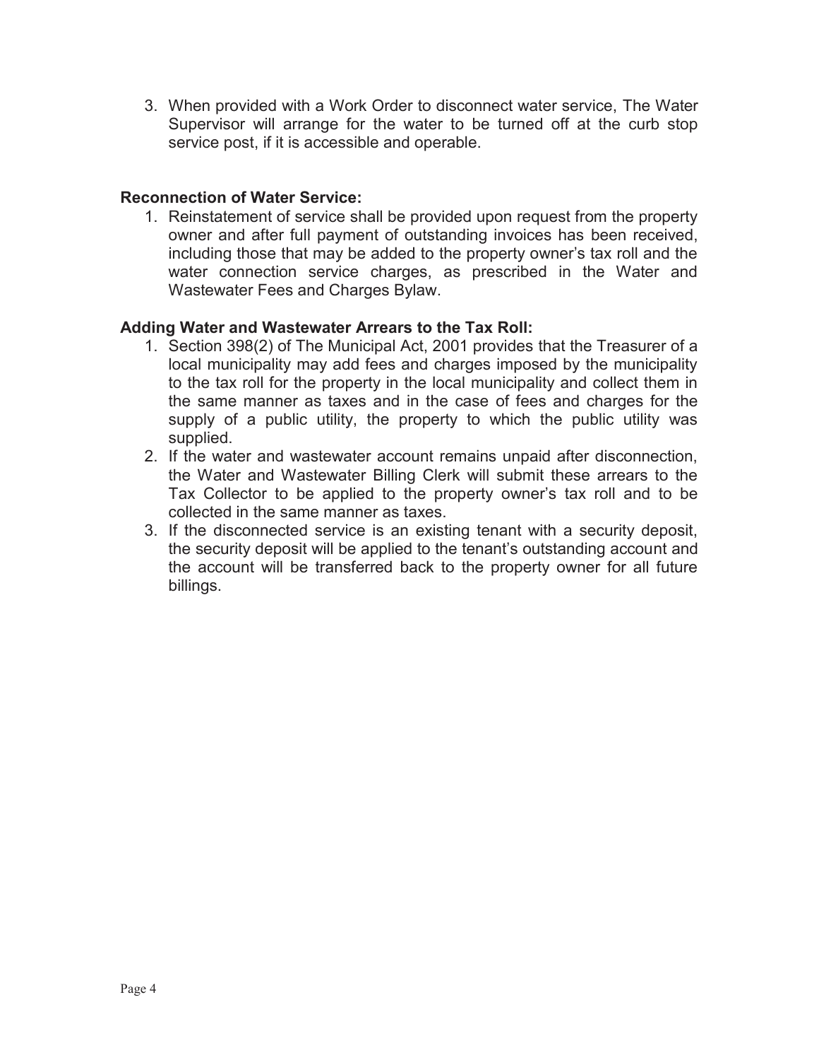3. When provided with a Work Order to disconnect water service, The Water Supervisor will arrange for the water to be turned off at the curb stop service post, if it is accessible and operable.

**Reconnection of Water Service:**

1. Reinstatement of service shall be provided upon request from the property owner and after full payment of outstanding invoices has been received, including those that may be added to the property owner's tax roll and the water connection service charges, as prescribed in the Water and Wastewater Fees and Charges Bylaw.

**Adding Water and Wastewater Arrears to the Tax Roll:**

1. Section 398(2) of The Municipal Act, 2001 provides that the Treasurer of a local municipality may add fees and charges imposed by the municipality to the tax roll for the property in the local municipality and collect them in the same manner as taxes and in the case of fees and charges for the supply of a public utility, the property to which the public utility was supplied.
2. If the water and wastewater account remains unpaid after disconnection, the Water and Wastewater Billing Clerk will submit these arrears to the Tax Collector to be applied to the property owner's tax roll and to be collected in the same manner as taxes.
3. If the disconnected service is an existing tenant with a security deposit, the security deposit will be applied to the tenant's outstanding account and the account will be transferred back to the property owner for all future billings.